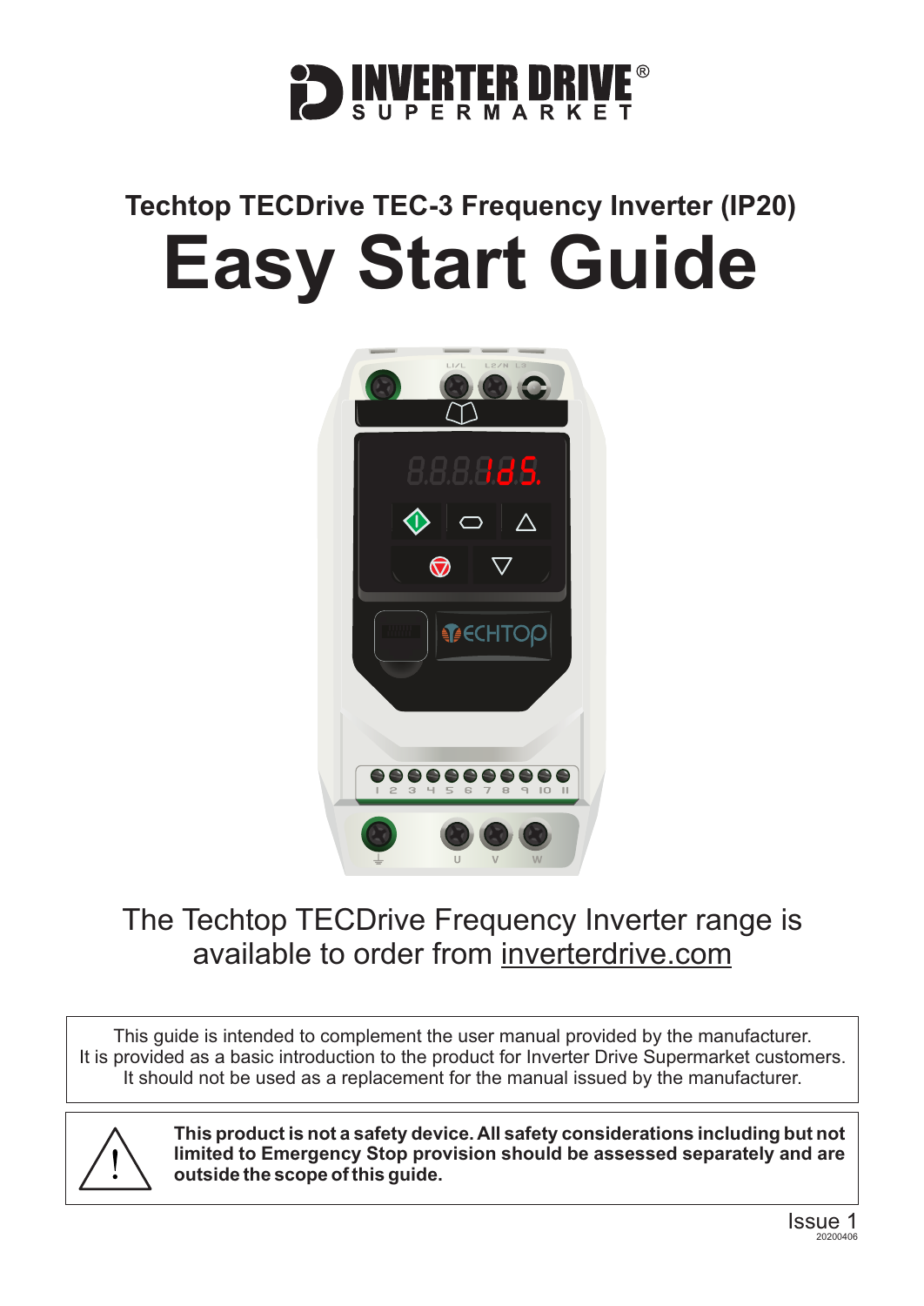INVERTER DRIVE SUPERMARKET

## Techtop TECDrive TEC-3 Frequency Inverter (IP20)

# Easy Start Guide

The Techtop TECDrive Frequency Inverter range is available to order from inverterdrive.com

This guide is intended to complement the user manual provided by the manufacturer. It is provided as a basic introduction to the product for Inverter Drive Supermarket customers. It should not be used as a replacement for the manual issued by the manufacturer.

**This product is not a safety device. All safety considerations including but not limited to Emergency Stop provision should be assessed separately and are outside the scope of this guide.**

Issue 1
20200406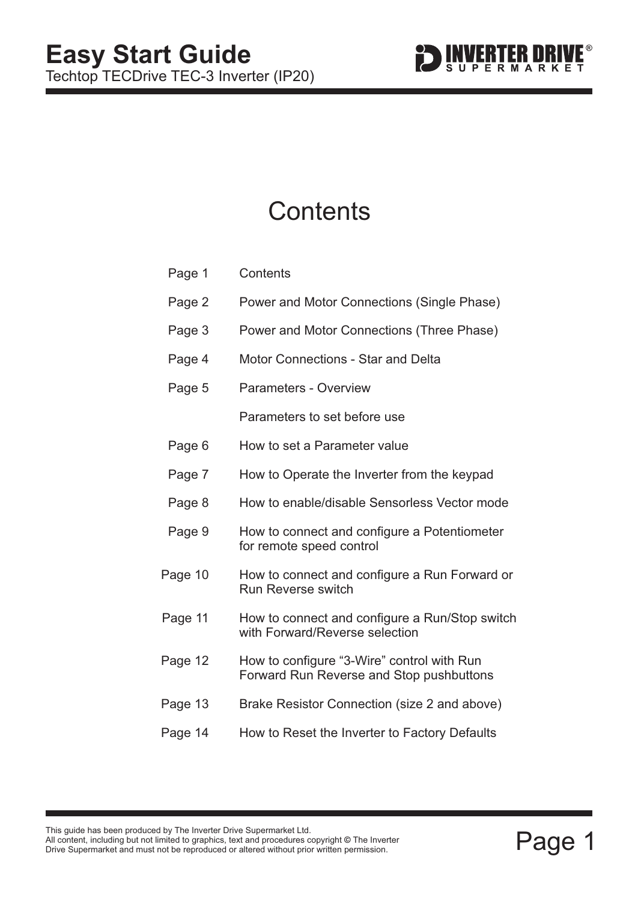# Easy Start Guide

Techtop TECDrive TEC-3 Inverter (IP20)

## Contents

| | |
|---|---|
| Page 1 | Contents |
| Page 2 | Power and Motor Connections (Single Phase) |
| Page 3 | Power and Motor Connections (Three Phase) |
| Page 4 | Motor Connections - Star and Delta |
| Page 5 | Parameters - Overview |
| | Parameters to set before use |
| Page 6 | How to set a Parameter value |
| Page 7 | How to Operate the Inverter from the keypad |
| Page 8 | How to enable/disable Sensorless Vector mode |
| Page 9 | How to connect and configure a Potentiometer for remote speed control |
| Page 10 | How to connect and configure a Run Forward or Run Reverse switch |
| Page 11 | How to connect and configure a Run/Stop switch with Forward/Reverse selection |
| Page 12 | How to configure "3-Wire" control with Run Forward Run Reverse and Stop pushbuttons |
| Page 13 | Brake Resistor Connection (size 2 and above) |
| Page 14 | How to Reset the Inverter to Factory Defaults |

This guide has been produced by The Inverter Drive Supermarket Ltd.
All content, including but not limited to graphics, text and procedures copyright © The Inverter Drive Supermarket and must not be reproduced or altered without prior written permission.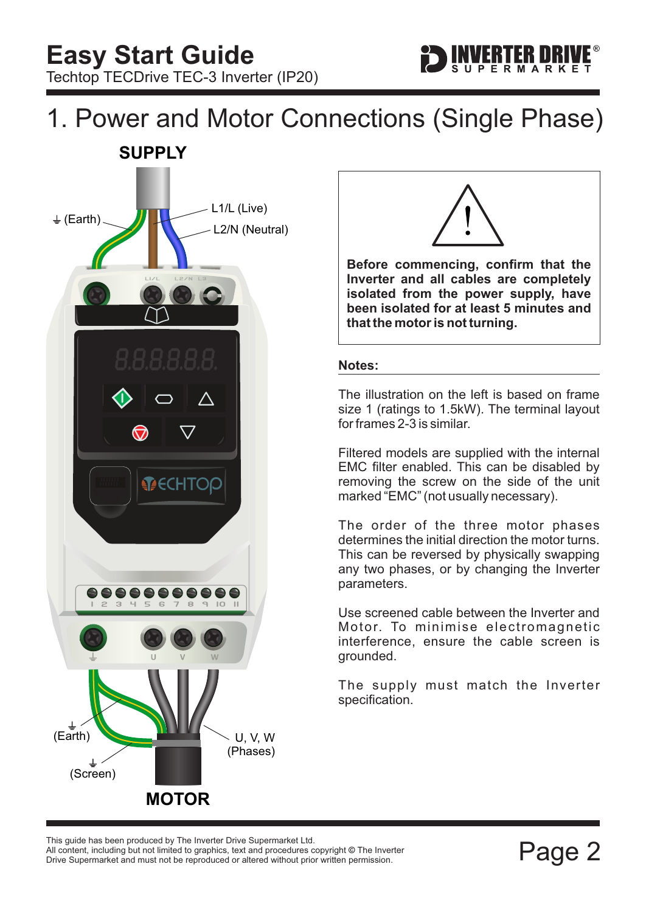# Easy Start Guide

Techtop TECDrive TEC-3 Inverter (IP20)

## 1. Power and Motor Connections (Single Phase)

**SUPPLY**

⏚ (Earth)

L1/L (Live)

L2/N (Neutral)

⏚ (Earth)

⏚ (Screen)

U, V, W (Phases)

**MOTOR**

**Before commencing, confirm that the Inverter and all cables are completely isolated from the power supply, have been isolated for at least 5 minutes and that the motor is not turning.**

**Notes:**

The illustration on the left is based on frame size 1 (ratings to 1.5kW). The terminal layout for frames 2-3 is similar.

Filtered models are supplied with the internal EMC filter enabled. This can be disabled by removing the screw on the side of the unit marked "EMC" (not usually necessary).

The order of the three motor phases determines the initial direction the motor turns. This can be reversed by physically swapping any two phases, or by changing the Inverter parameters.

Use screened cable between the Inverter and Motor. To minimise electromagnetic interference, ensure the cable screen is grounded.

The supply must match the Inverter specification.

This guide has been produced by The Inverter Drive Supermarket Ltd.
All content, including but not limited to graphics, text and procedures copyright © The Inverter Drive Supermarket and must not be reproduced or altered without prior written permission.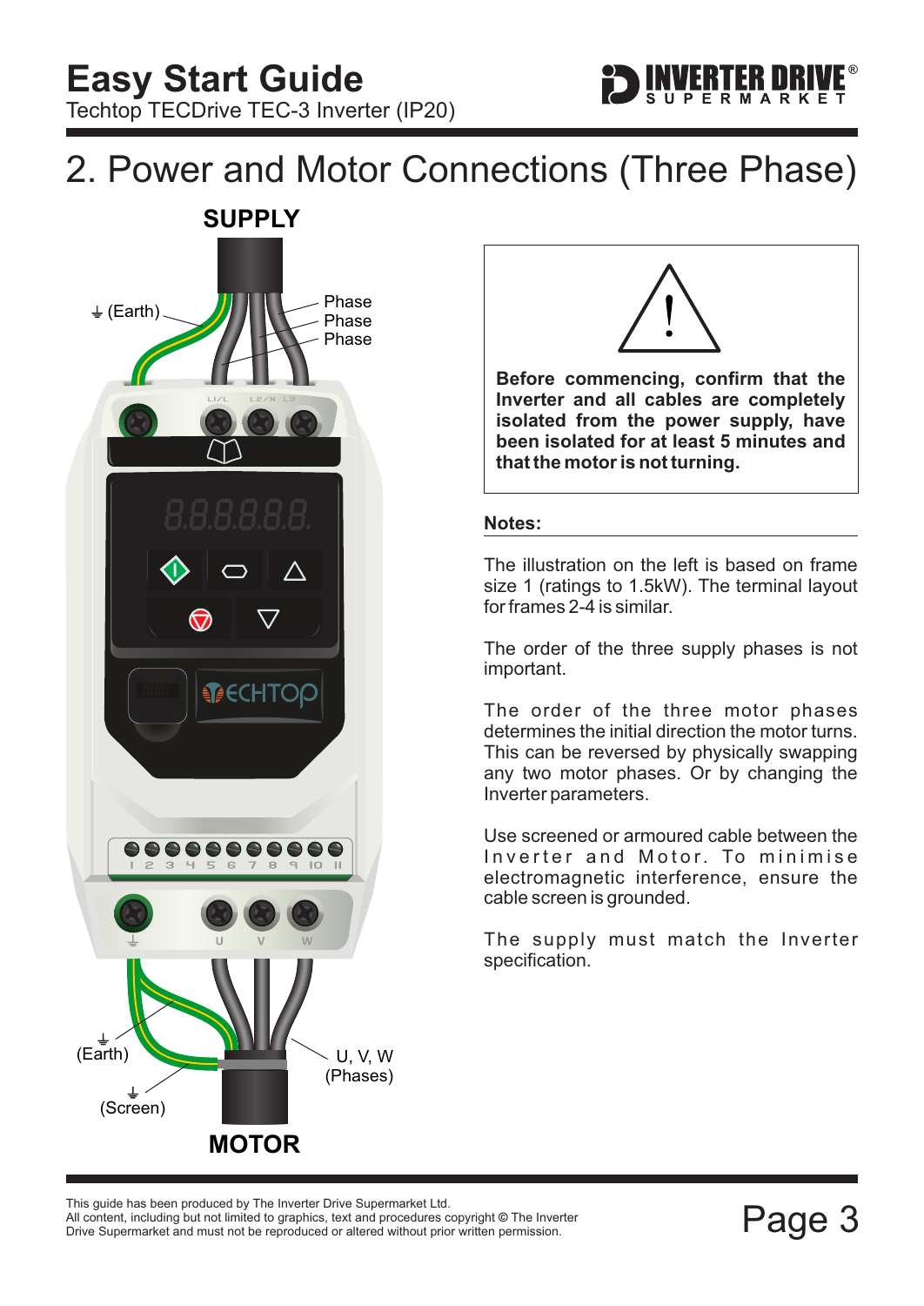# 2. Power and Motor Connections (Three Phase)

**SUPPLY**

⏚ (Earth)

Phase
Phase
Phase

**MOTOR**

⏚ (Earth)

⏚ (Screen)

U, V, W
(Phases)

**Before commencing, confirm that the Inverter and all cables are completely isolated from the power supply, have been isolated for at least 5 minutes and that the motor is not turning.**

**Notes:**

The illustration on the left is based on frame size 1 (ratings to 1.5kW). The terminal layout for frames 2-4 is similar.

The order of the three supply phases is not important.

The order of the three motor phases determines the initial direction the motor turns. This can be reversed by physically swapping any two motor phases. Or by changing the Inverter parameters.

Use screened or armoured cable between the Inverter and Motor. To minimise electromagnetic interference, ensure the cable screen is grounded.

The supply must match the Inverter specification.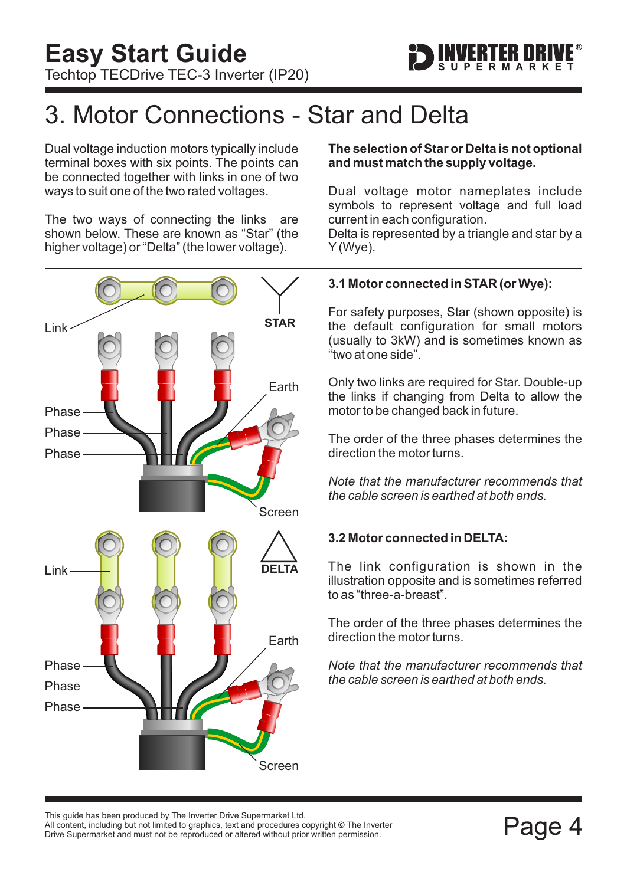# 3. Motor Connections - Star and Delta

Dual voltage induction motors typically include terminal boxes with six points. The points can be connected together with links in one of two ways to suit one of the two rated voltages.

The two ways of connecting the links are shown below. These are known as "Star" (the higher voltage) or "Delta" (the lower voltage).

**The selection of Star or Delta is not optional and must match the supply voltage.**

Dual voltage motor nameplates include symbols to represent voltage and full load current in each configuration.
Delta is represented by a triangle and star by a Y (Wye).

Link

STAR

Phase
Phase
Phase

Earth

Screen

### 3.1 Motor connected in STAR (or Wye):

For safety purposes, Star (shown opposite) is the default configuration for small motors (usually to 3kW) and is sometimes known as "two at one side".

Only two links are required for Star. Double-up the links if changing from Delta to allow the motor to be changed back in future.

The order of the three phases determines the direction the motor turns.

*Note that the manufacturer recommends that the cable screen is earthed at both ends.*

Link

DELTA

Phase
Phase
Phase

Earth

Screen

### 3.2 Motor connected in DELTA:

The link configuration is shown in the illustration opposite and is sometimes referred to as "three-a-breast".

The order of the three phases determines the direction the motor turns.

*Note that the manufacturer recommends that the cable screen is earthed at both ends.*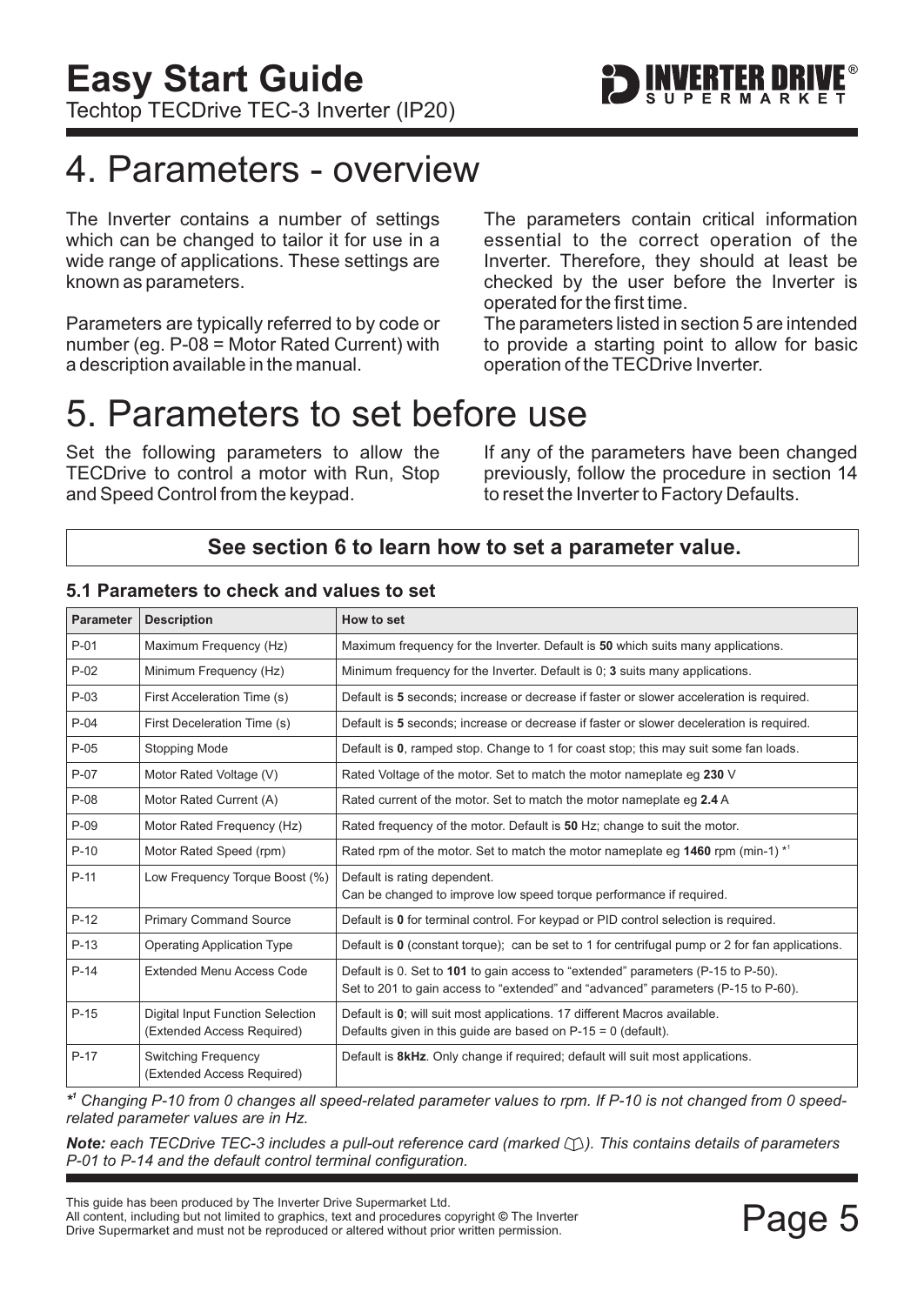# 4. Parameters - overview

The Inverter contains a number of settings which can be changed to tailor it for use in a wide range of applications. These settings are known as parameters.

Parameters are typically referred to by code or number (eg. P-08 = Motor Rated Current) with a description available in the manual.

The parameters contain critical information essential to the correct operation of the Inverter. Therefore, they should at least be checked by the user before the Inverter is operated for the first time.

The parameters listed in section 5 are intended to provide a starting point to allow for basic operation of the TECDrive Inverter.

# 5. Parameters to set before use

Set the following parameters to allow the TECDrive to control a motor with Run, Stop and Speed Control from the keypad.

If any of the parameters have been changed previously, follow the procedure in section 14 to reset the Inverter to Factory Defaults.

**See section 6 to learn how to set a parameter value.**

### 5.1 Parameters to check and values to set

| Parameter | Description | How to set |
|---|---|---|
| P-01 | Maximum Frequency (Hz) | Maximum frequency for the Inverter. Default is **50** which suits many applications. |
| P-02 | Minimum Frequency (Hz) | Minimum frequency for the Inverter. Default is 0; **3** suits many applications. |
| P-03 | First Acceleration Time (s) | Default is **5** seconds; increase or decrease if faster or slower acceleration is required. |
| P-04 | First Deceleration Time (s) | Default is **5** seconds; increase or decrease if faster or slower deceleration is required. |
| P-05 | Stopping Mode | Default is **0**, ramped stop. Change to 1 for coast stop; this may suit some fan loads. |
| P-07 | Motor Rated Voltage (V) | Rated Voltage of the motor. Set to match the motor nameplate eg **230** V |
| P-08 | Motor Rated Current (A) | Rated current of the motor. Set to match the motor nameplate eg **2.4** A |
| P-09 | Motor Rated Frequency (Hz) | Rated frequency of the motor. Default is **50** Hz; change to suit the motor. |
| P-10 | Motor Rated Speed (rpm) | Rated rpm of the motor. Set to match the motor nameplate eg **1460** rpm (min-1) *[1] |
| P-11 | Low Frequency Torque Boost (%) | Default is rating dependent. Can be changed to improve low speed torque performance if required. |
| P-12 | Primary Command Source | Default is **0** for terminal control. For keypad or PID control selection is required. |
| P-13 | Operating Application Type | Default is **0** (constant torque); can be set to 1 for centrifugal pump or 2 for fan applications. |
| P-14 | Extended Menu Access Code | Default is 0. Set to **101** to gain access to "extended" parameters (P-15 to P-50). Set to 201 to gain access to "extended" and "advanced" parameters (P-15 to P-60). |
| P-15 | Digital Input Function Selection (Extended Access Required) | Default is **0**; will suit most applications. 17 different Macros available. Defaults given in this guide are based on P-15 = 0 (default). |
| P-17 | Switching Frequency (Extended Access Required) | Default is **8kHz**. Only change if required; default will suit most applications. |

***[1]** *Changing P-10 from 0 changes all speed-related parameter values to rpm. If P-10 is not changed from 0 speed-related parameter values are in Hz.*

***Note:*** *each TECDrive TEC-3 includes a pull-out reference card (marked 🕮). This contains details of parameters P-01 to P-14 and the default control terminal configuration.*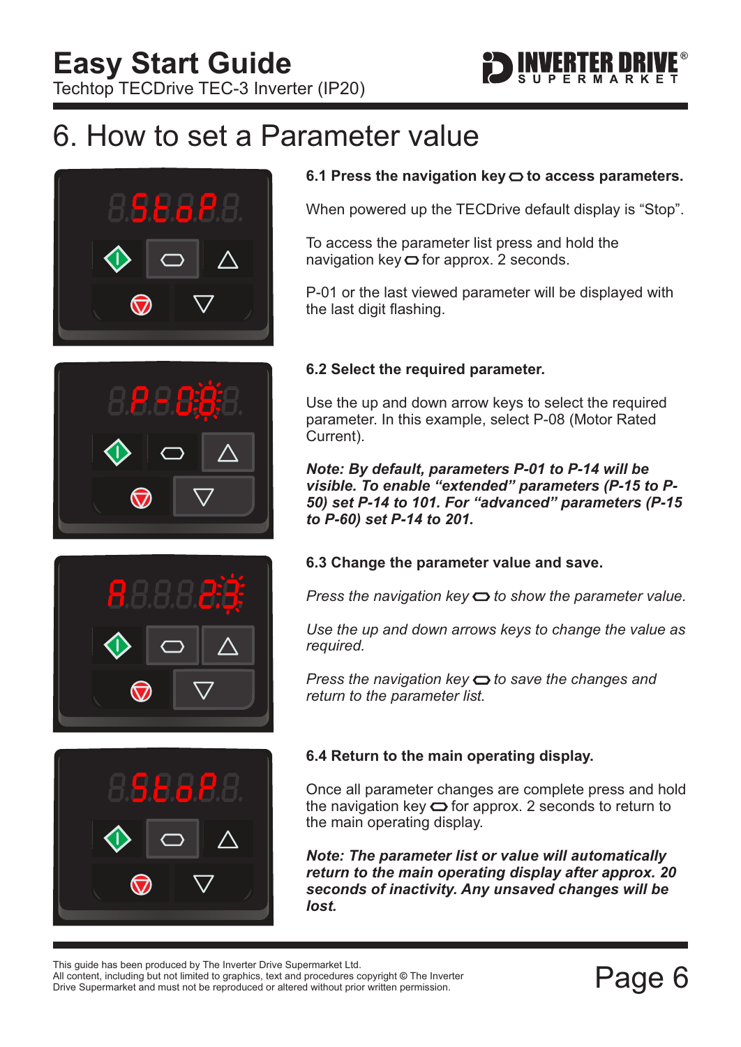# Easy Start Guide

Techtop TECDrive TEC-3 Inverter (IP20)

## 6. How to set a Parameter value

### 6.1 Press the navigation key ⬭ to access parameters.

When powered up the TECDrive default display is "Stop".

To access the parameter list press and hold the navigation key ⬭ for approx. 2 seconds.

P-01 or the last viewed parameter will be displayed with the last digit flashing.

### 6.2 Select the required parameter.

Use the up and down arrow keys to select the required parameter. In this example, select P-08 (Motor Rated Current).

***Note: By default, parameters P-01 to P-14 will be visible. To enable "extended" parameters (P-15 to P-50) set P-14 to 101. For "advanced" parameters (P-15 to P-60) set P-14 to 201.***

### 6.3 Change the parameter value and save.

*Press the navigation key ⬭ to show the parameter value.*

*Use the up and down arrows keys to change the value as required.*

*Press the navigation key ⬭ to save the changes and return to the parameter list.*

### 6.4 Return to the main operating display.

Once all parameter changes are complete press and hold the navigation key ⬭ for approx. 2 seconds to return to the main operating display.

***Note: The parameter list or value will automatically return to the main operating display after approx. 20 seconds of inactivity. Any unsaved changes will be lost.***

This guide has been produced by The Inverter Drive Supermarket Ltd.
All content, including but not limited to graphics, text and procedures copyright © The Inverter Drive Supermarket and must not be reproduced or altered without prior written permission.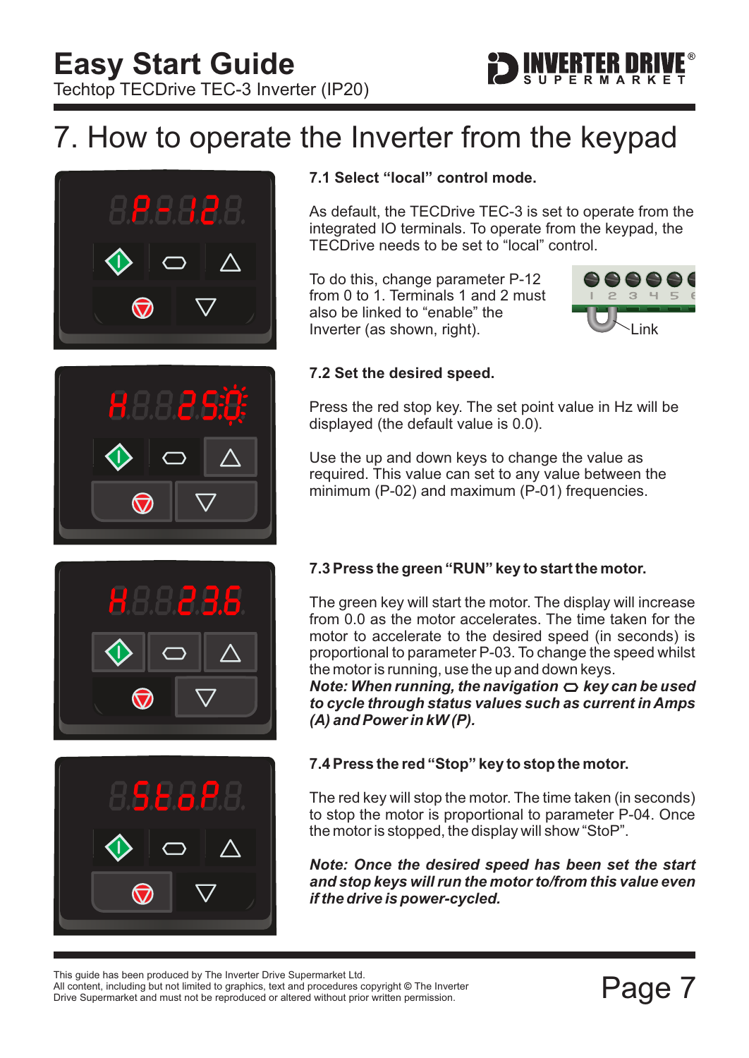# 7. How to operate the Inverter from the keypad

### 7.1 Select "local" control mode.

As default, the TECDrive TEC-3 is set to operate from the integrated IO terminals. To operate from the keypad, the TECDrive needs to be set to "local" control.

To do this, change parameter P-12 from 0 to 1. Terminals 1 and 2 must also be linked to "enable" the Inverter (as shown, right).

Link

### 7.2 Set the desired speed.

Press the red stop key. The set point value in Hz will be displayed (the default value is 0.0).

Use the up and down keys to change the value as required. This value can set to any value between the minimum (P-02) and maximum (P-01) frequencies.

### 7.3 Press the green "RUN" key to start the motor.

The green key will start the motor. The display will increase from 0.0 as the motor accelerates. The time taken for the motor to accelerate to the desired speed (in seconds) is proportional to parameter P-03. To change the speed whilst the motor is running, use the up and down keys.
***Note: When running, the navigation ⬭ key can be used to cycle through status values such as current in Amps (A) and Power in kW (P).***

### 7.4 Press the red "Stop" key to stop the motor.

The red key will stop the motor. The time taken (in seconds) to stop the motor is proportional to parameter P-04. Once the motor is stopped, the display will show "StoP".

***Note: Once the desired speed has been set the start and stop keys will run the motor to/from this value even if the drive is power-cycled.***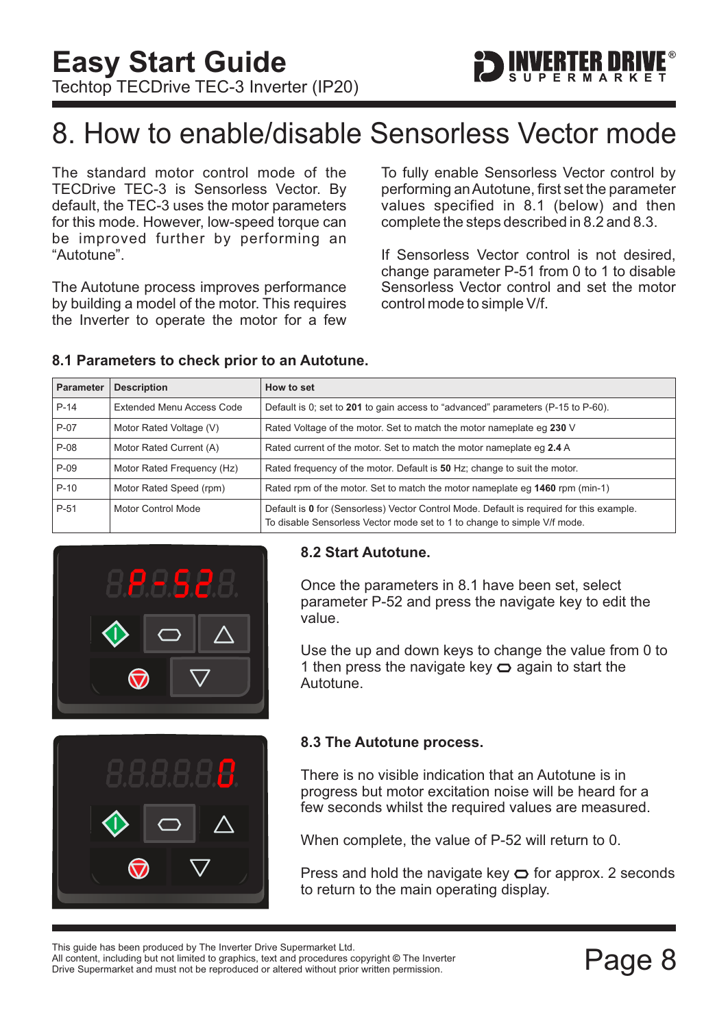# 8. How to enable/disable Sensorless Vector mode

The standard motor control mode of the TECDrive TEC-3 is Sensorless Vector. By default, the TEC-3 uses the motor parameters for this mode. However, low-speed torque can be improved further by performing an "Autotune".

The Autotune process improves performance by building a model of the motor. This requires the Inverter to operate the motor for a few

To fully enable Sensorless Vector control by performing an Autotune, first set the parameter values specified in 8.1 (below) and then complete the steps described in 8.2 and 8.3.

If Sensorless Vector control is not desired, change parameter P-51 from 0 to 1 to disable Sensorless Vector control and set the motor control mode to simple V/f.

### 8.1 Parameters to check prior to an Autotune.

| Parameter | Description | How to set |
| --- | --- | --- |
| P-14 | Extended Menu Access Code | Default is 0; set to **201** to gain access to "advanced" parameters (P-15 to P-60). |
| P-07 | Motor Rated Voltage (V) | Rated Voltage of the motor. Set to match the motor nameplate eg **230** V |
| P-08 | Motor Rated Current (A) | Rated current of the motor. Set to match the motor nameplate eg **2.4** A |
| P-09 | Motor Rated Frequency (Hz) | Rated frequency of the motor. Default is **50** Hz; change to suit the motor. |
| P-10 | Motor Rated Speed (rpm) | Rated rpm of the motor. Set to match the motor nameplate eg **1460** rpm (min-1) |
| P-51 | Motor Control Mode | Default is **0** for (Sensorless) Vector Control Mode. Default is required for this example. To disable Sensorless Vector mode set to 1 to change to simple V/f mode. |

### 8.2 Start Autotune.

Once the parameters in 8.1 have been set, select parameter P-52 and press the navigate key to edit the value.

Use the up and down keys to change the value from 0 to 1 then press the navigate key again to start the Autotune.

### 8.3 The Autotune process.

There is no visible indication that an Autotune is in progress but motor excitation noise will be heard for a few seconds whilst the required values are measured.

When complete, the value of P-52 will return to 0.

Press and hold the navigate key for approx. 2 seconds to return to the main operating display.

This guide has been produced by The Inverter Drive Supermarket Ltd.
All content, including but not limited to graphics, text and procedures copyright © The Inverter Drive Supermarket and must not be reproduced or altered without prior written permission.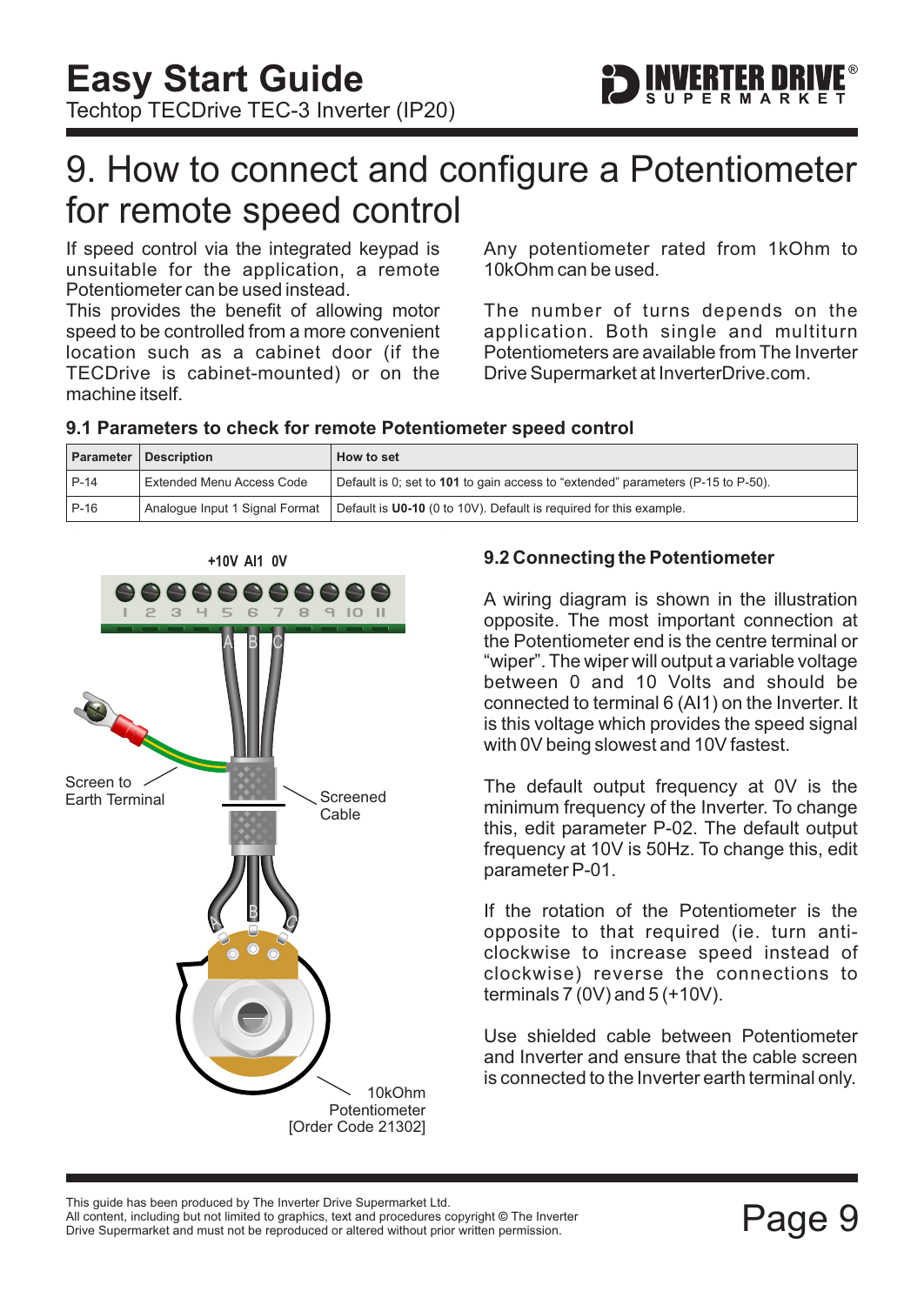# 9. How to connect and configure a Potentiometer for remote speed control

If speed control via the integrated keypad is unsuitable for the application, a remote Potentiometer can be used instead.
This provides the benefit of allowing motor speed to be controlled from a more convenient location such as a cabinet door (if the TECDrive is cabinet-mounted) or on the machine itself.

Any potentiometer rated from 1kOhm to 10kOhm can be used.

The number of turns depends on the application. Both single and multiturn Potentiometers are available from The Inverter Drive Supermarket at InverterDrive.com.

### 9.1 Parameters to check for remote Potentiometer speed control

| Parameter | Description | How to set |
|---|---|---|
| P-14 | Extended Menu Access Code | Default is 0; set to **101** to gain access to "extended" parameters (P-15 to P-50). |
| P-16 | Analogue Input 1 Signal Format | Default is **U0-10** (0 to 10V). Default is required for this example. |

+10V AI1 0V

1 2 3 4 5 6 7 8 9 10 11

Screen to Earth Terminal

Screened Cable

10kOhm Potentiometer [Order Code 21302]

### 9.2 Connecting the Potentiometer

A wiring diagram is shown in the illustration opposite. The most important connection at the Potentiometer end is the centre terminal or "wiper". The wiper will output a variable voltage between 0 and 10 Volts and should be connected to terminal 6 (AI1) on the Inverter. It is this voltage which provides the speed signal with 0V being slowest and 10V fastest.

The default output frequency at 0V is the minimum frequency of the Inverter. To change this, edit parameter P-02. The default output frequency at 10V is 50Hz. To change this, edit parameter P-01.

If the rotation of the Potentiometer is the opposite to that required (ie. turn anti-clockwise to increase speed instead of clockwise) reverse the connections to terminals 7 (0V) and 5 (+10V).

Use shielded cable between Potentiometer and Inverter and ensure that the cable screen is connected to the Inverter earth terminal only.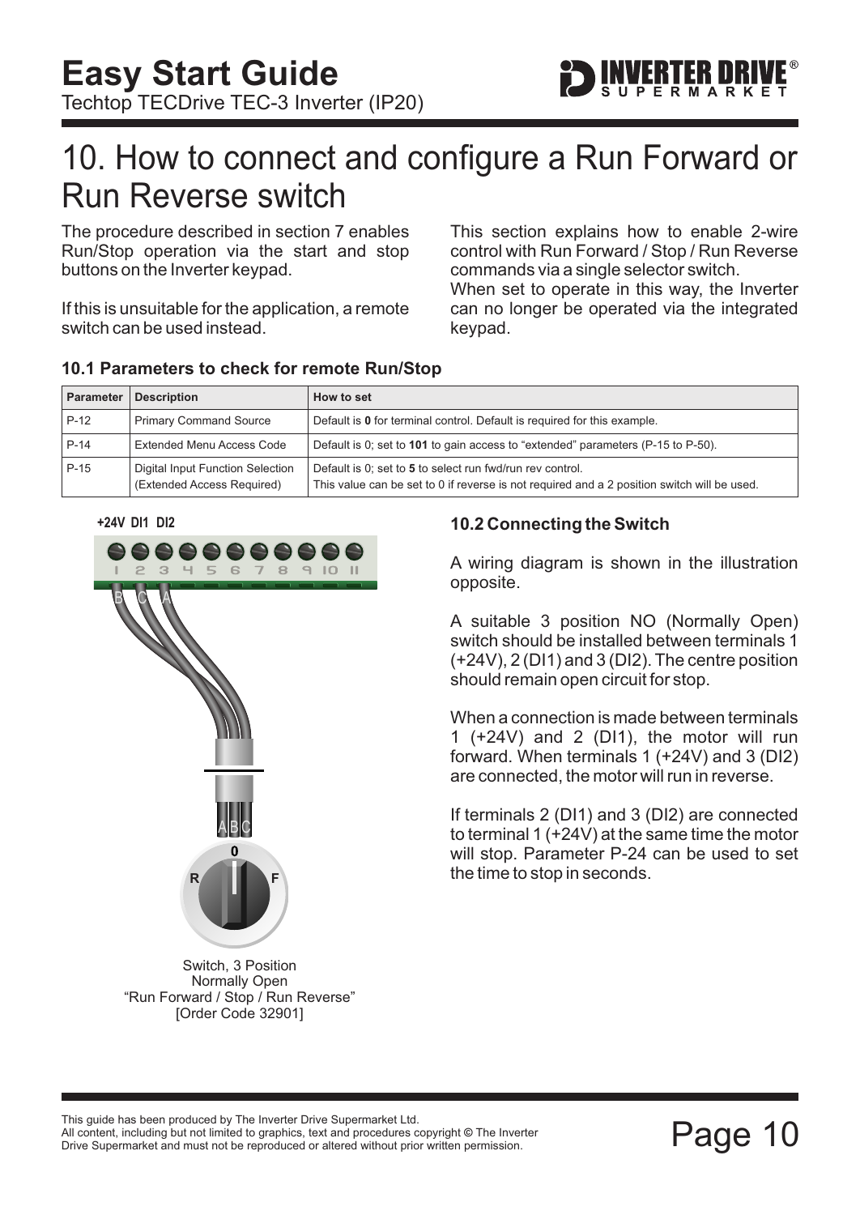# 10. How to connect and configure a Run Forward or Run Reverse switch

The procedure described in section 7 enables Run/Stop operation via the start and stop buttons on the Inverter keypad.

If this is unsuitable for the application, a remote switch can be used instead.

This section explains how to enable 2-wire control with Run Forward / Stop / Run Reverse commands via a single selector switch.
When set to operate in this way, the Inverter can no longer be operated via the integrated keypad.

### 10.1 Parameters to check for remote Run/Stop

| Parameter | Description | How to set |
|---|---|---|
| P-12 | Primary Command Source | Default is **0** for terminal control. Default is required for this example. |
| P-14 | Extended Menu Access Code | Default is 0; set to **101** to gain access to "extended" parameters (P-15 to P-50). |
| P-15 | Digital Input Function Selection (Extended Access Required) | Default is 0; set to **5** to select run fwd/run rev control. This value can be set to 0 if reverse is not required and a 2 position switch will be used. |

+24V DI1 DI2

Switch, 3 Position
Normally Open
"Run Forward / Stop / Run Reverse"
[Order Code 32901]

### 10.2 Connecting the Switch

A wiring diagram is shown in the illustration opposite.

A suitable 3 position NO (Normally Open) switch should be installed between terminals 1 (+24V), 2 (DI1) and 3 (DI2). The centre position should remain open circuit for stop.

When a connection is made between terminals 1 (+24V) and 2 (DI1), the motor will run forward. When terminals 1 (+24V) and 3 (DI2) are connected, the motor will run in reverse.

If terminals 2 (DI1) and 3 (DI2) are connected to terminal 1 (+24V) at the same time the motor will stop. Parameter P-24 can be used to set the time to stop in seconds.

This guide has been produced by The Inverter Drive Supermarket Ltd.
All content, including but not limited to graphics, text and procedures copyright © The Inverter Drive Supermarket and must not be reproduced or altered without prior written permission.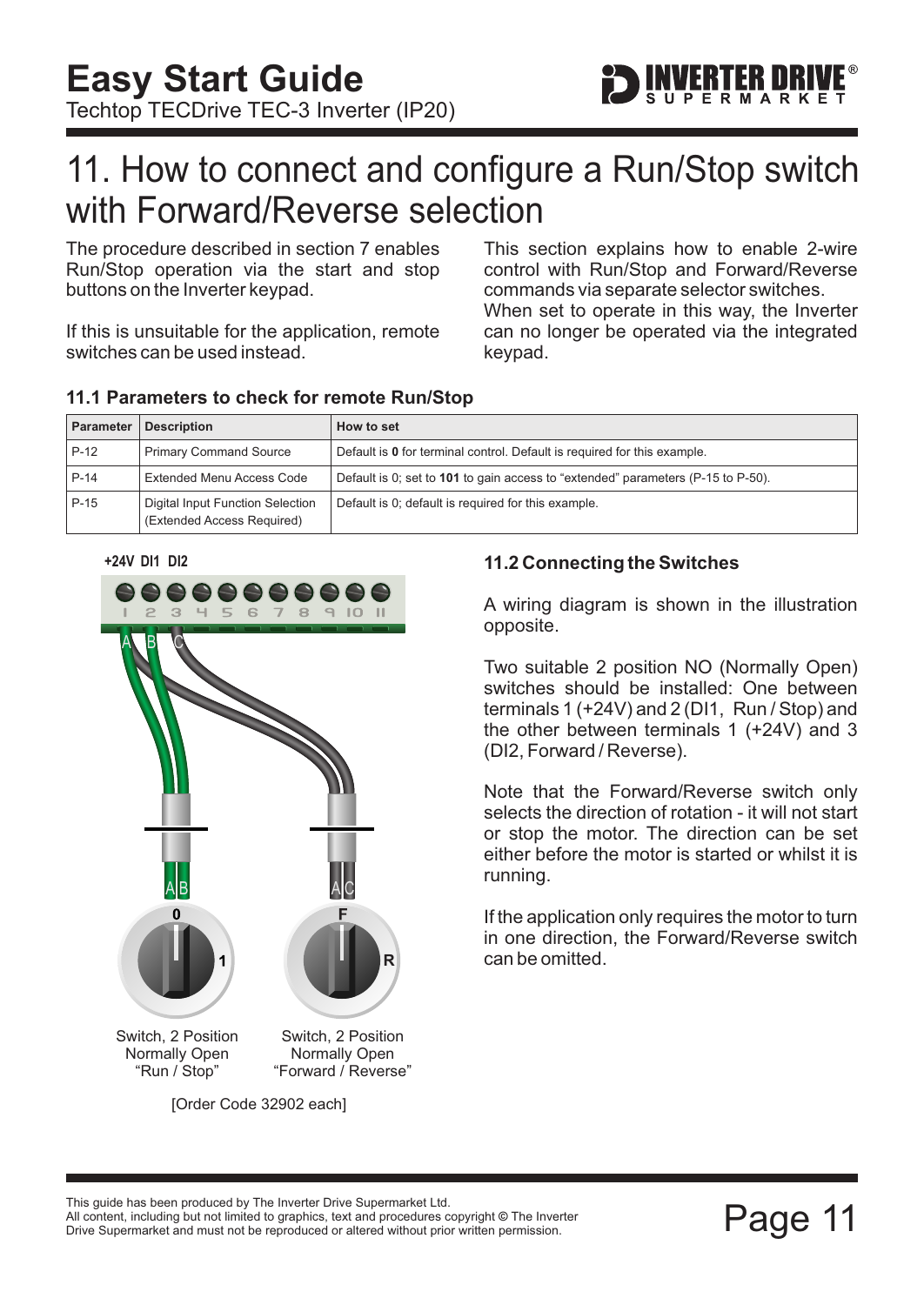# 11. How to connect and configure a Run/Stop switch with Forward/Reverse selection

The procedure described in section 7 enables Run/Stop operation via the start and stop buttons on the Inverter keypad.

If this is unsuitable for the application, remote switches can be used instead.

This section explains how to enable 2-wire control with Run/Stop and Forward/Reverse commands via separate selector switches. When set to operate in this way, the Inverter can no longer be operated via the integrated keypad.

### 11.1 Parameters to check for remote Run/Stop

| Parameter | Description | How to set |
|---|---|---|
| P-12 | Primary Command Source | Default is **0** for terminal control. Default is required for this example. |
| P-14 | Extended Menu Access Code | Default is 0; set to **101** to gain access to "extended" parameters (P-15 to P-50). |
| P-15 | Digital Input Function Selection (Extended Access Required) | Default is 0; default is required for this example. |

+24V DI1 DI2

Switch, 2 Position Normally Open "Run / Stop"

Switch, 2 Position Normally Open "Forward / Reverse"

[Order Code 32902 each]

### 11.2 Connecting the Switches

A wiring diagram is shown in the illustration opposite.

Two suitable 2 position NO (Normally Open) switches should be installed: One between terminals 1 (+24V) and 2 (DI1, Run / Stop) and the other between terminals 1 (+24V) and 3 (DI2, Forward / Reverse).

Note that the Forward/Reverse switch only selects the direction of rotation - it will not start or stop the motor. The direction can be set either before the motor is started or whilst it is running.

If the application only requires the motor to turn in one direction, the Forward/Reverse switch can be omitted.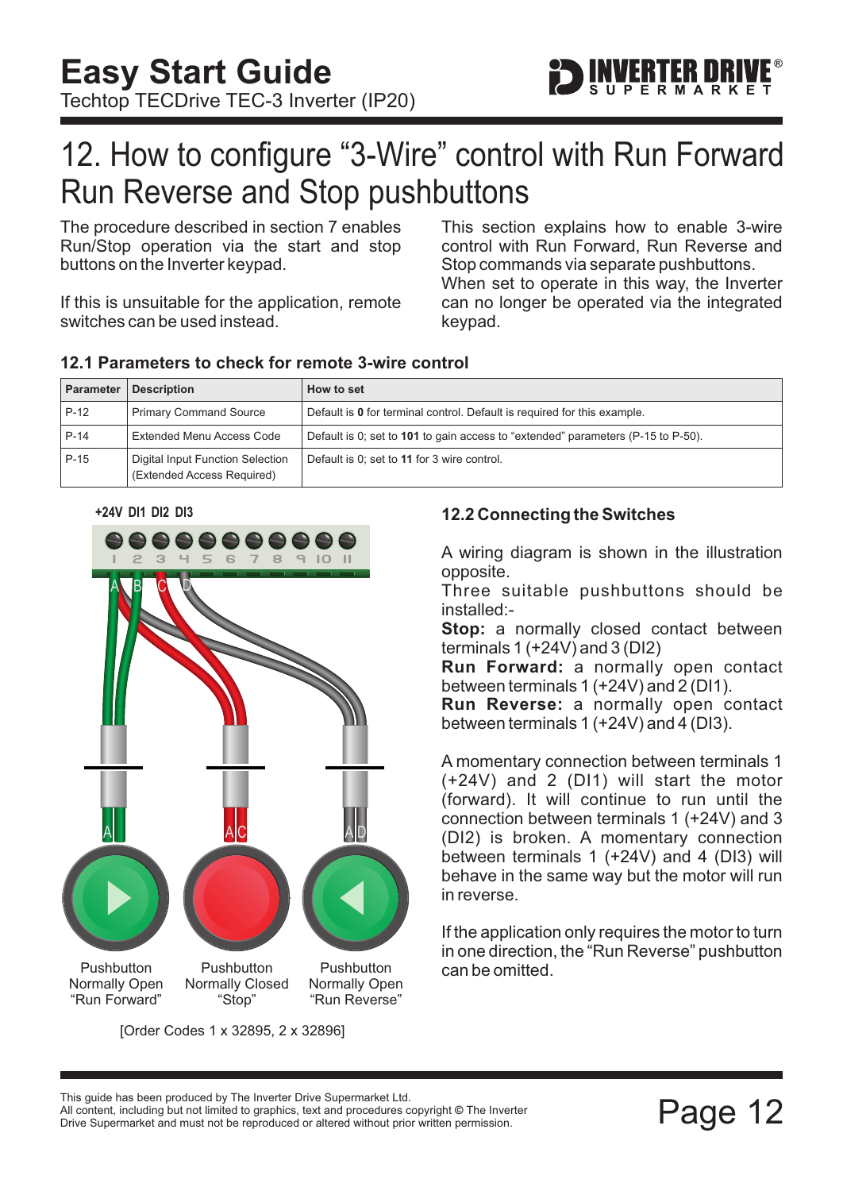# 12. How to configure "3-Wire" control with Run Forward Run Reverse and Stop pushbuttons

The procedure described in section 7 enables Run/Stop operation via the start and stop buttons on the Inverter keypad.

If this is unsuitable for the application, remote switches can be used instead.

This section explains how to enable 3-wire control with Run Forward, Run Reverse and Stop commands via separate pushbuttons. When set to operate in this way, the Inverter can no longer be operated via the integrated keypad.

### 12.1 Parameters to check for remote 3-wire control

| Parameter | Description | How to set |
|---|---|---|
| P-12 | Primary Command Source | Default is **0** for terminal control. Default is required for this example. |
| P-14 | Extended Menu Access Code | Default is 0; set to **101** to gain access to "extended" parameters (P-15 to P-50). |
| P-15 | Digital Input Function Selection (Extended Access Required) | Default is 0; set to **11** for 3 wire control. |

+24V DI1 DI2 DI3

Pushbutton Normally Open "Run Forward"

Pushbutton Normally Closed "Stop"

Pushbutton Normally Open "Run Reverse"

[Order Codes 1 x 32895, 2 x 32896]

### 12.2 Connecting the Switches

A wiring diagram is shown in the illustration opposite.

Three suitable pushbuttons should be installed:-

**Stop:** a normally closed contact between terminals 1 (+24V) and 3 (DI2)

**Run Forward:** a normally open contact between terminals 1 (+24V) and 2 (DI1).

**Run Reverse:** a normally open contact between terminals 1 (+24V) and 4 (DI3).

A momentary connection between terminals 1 (+24V) and 2 (DI1) will start the motor (forward). It will continue to run until the connection between terminals 1 (+24V) and 3 (DI2) is broken. A momentary connection between terminals 1 (+24V) and 4 (DI3) will behave in the same way but the motor will run in reverse.

If the application only requires the motor to turn in one direction, the "Run Reverse" pushbutton can be omitted.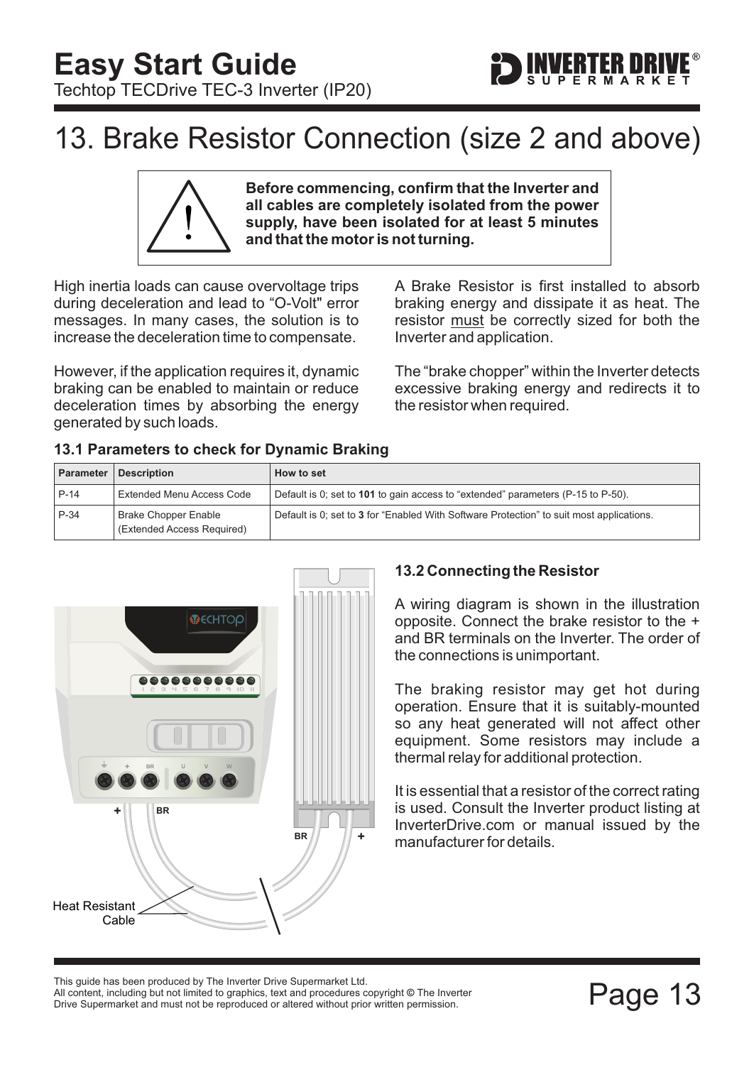# 13. Brake Resistor Connection (size 2 and above)

**Before commencing, confirm that the Inverter and all cables are completely isolated from the power supply, have been isolated for at least 5 minutes and that the motor is not turning.**

High inertia loads can cause overvoltage trips during deceleration and lead to "O-Volt" error messages. In many cases, the solution is to increase the deceleration time to compensate.

However, if the application requires it, dynamic braking can be enabled to maintain or reduce deceleration times by absorbing the energy generated by such loads.

A Brake Resistor is first installed to absorb braking energy and dissipate it as heat. The resistor must be correctly sized for both the Inverter and application.

The "brake chopper" within the Inverter detects excessive braking energy and redirects it to the resistor when required.

### 13.1 Parameters to check for Dynamic Braking

| Parameter | Description | How to set |
|---|---|---|
| P-14 | Extended Menu Access Code | Default is 0; set to **101** to gain access to "extended" parameters (P-15 to P-50). |
| P-34 | Brake Chopper Enable (Extended Access Required) | Default is 0; set to **3** for "Enabled With Software Protection" to suit most applications. |

### 13.2 Connecting the Resistor

A wiring diagram is shown in the illustration opposite. Connect the brake resistor to the + and BR terminals on the Inverter. The order of the connections is unimportant.

The braking resistor may get hot during operation. Ensure that it is suitably-mounted so any heat generated will not affect other equipment. Some resistors may include a thermal relay for additional protection.

It is essential that a resistor of the correct rating is used. Consult the Inverter product listing at InverterDrive.com or manual issued by the manufacturer for details.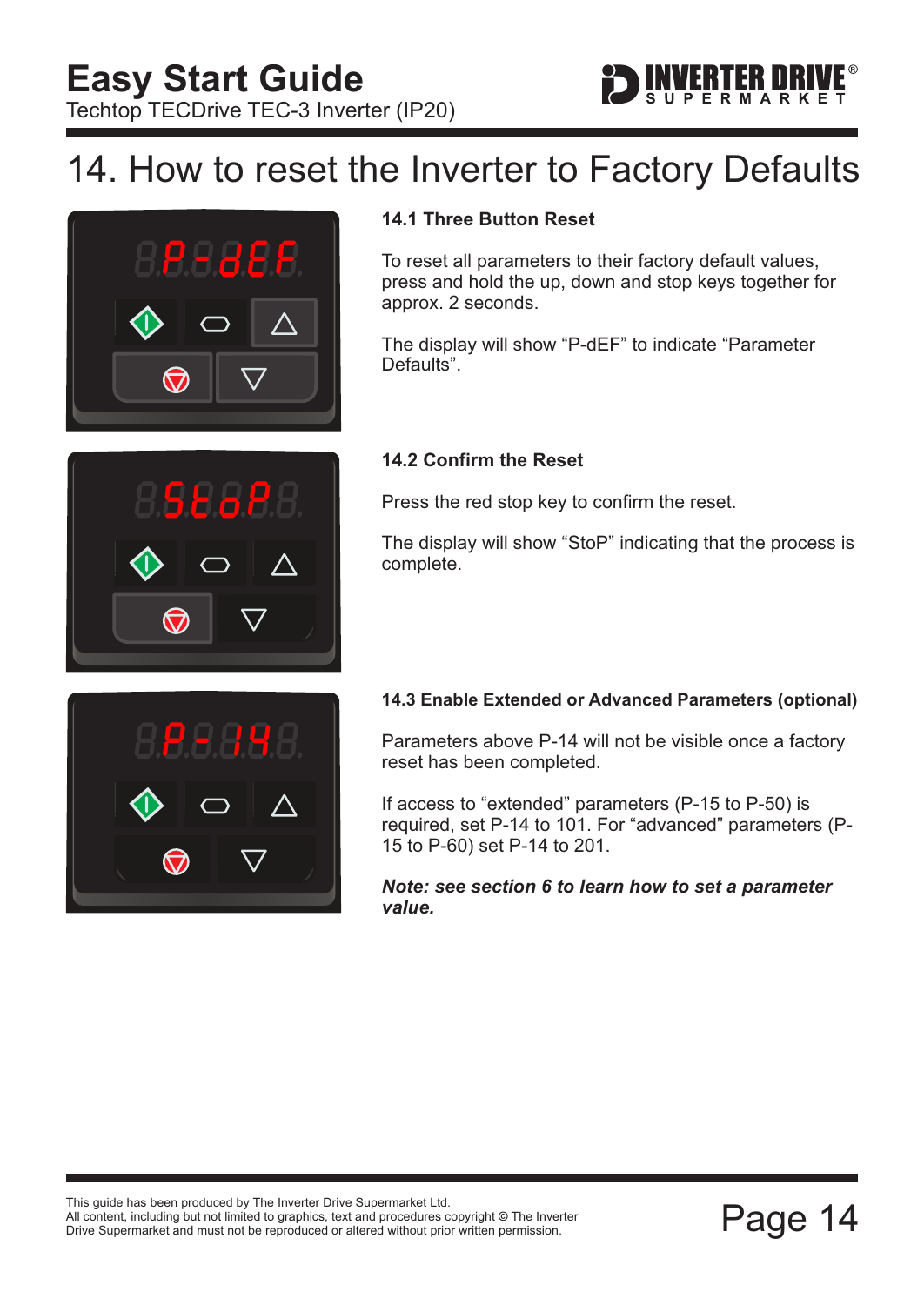# 14. How to reset the Inverter to Factory Defaults

### 14.1 Three Button Reset

To reset all parameters to their factory default values, press and hold the up, down and stop keys together for approx. 2 seconds.

The display will show “P-dEF” to indicate “Parameter Defaults”.

### 14.2 Confirm the Reset

Press the red stop key to confirm the reset.

The display will show “StoP” indicating that the process is complete.

### 14.3 Enable Extended or Advanced Parameters (optional)

Parameters above P-14 will not be visible once a factory reset has been completed.

If access to “extended” parameters (P-15 to P-50) is required, set P-14 to 101. For “advanced” parameters (P-15 to P-60) set P-14 to 201.

***Note: see section 6 to learn how to set a parameter value.***